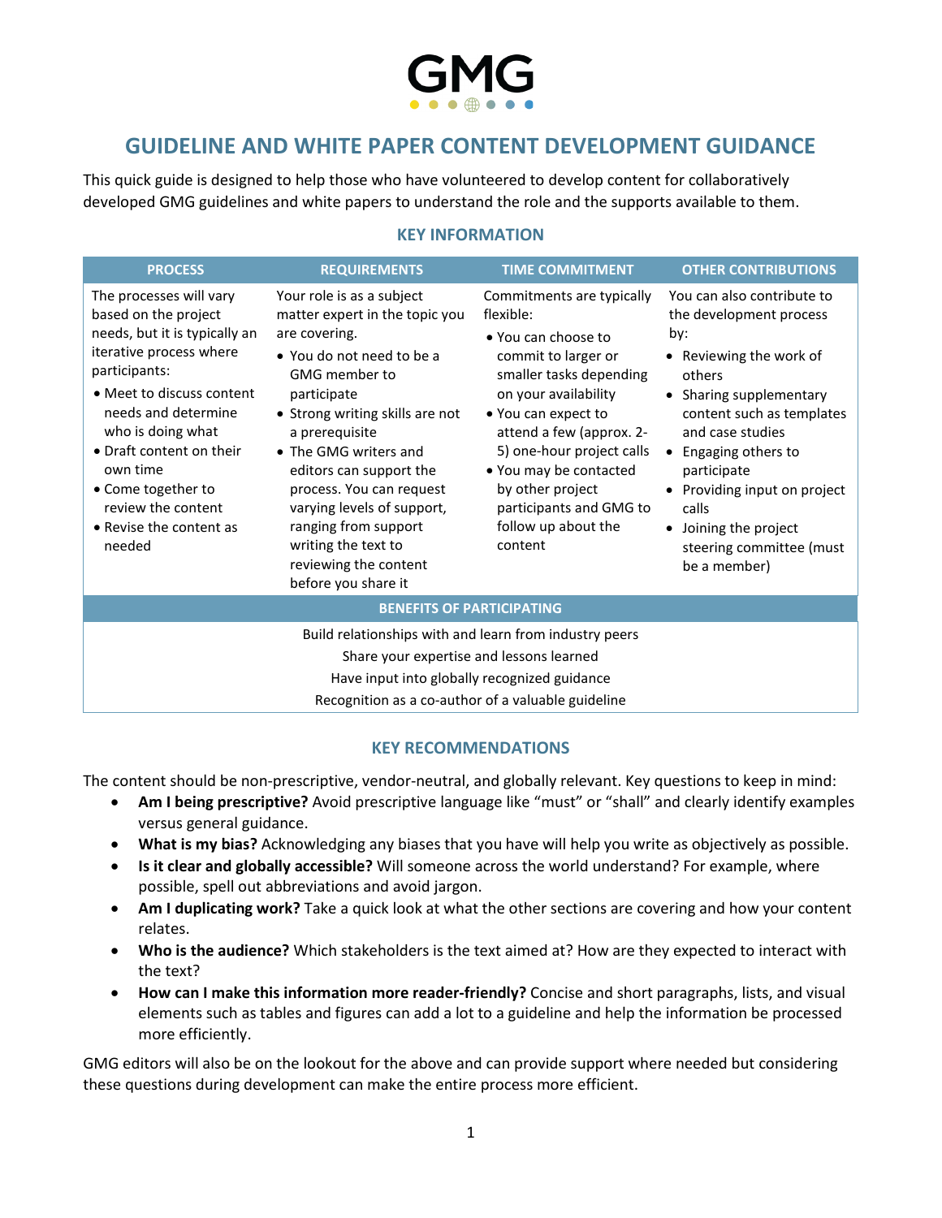GMG

# GUIDELINE AND WHITE PAPER CONTENT DEVELOPMENT GUIDANCE

This quick guide is designed to help those who have volunteered to develop content for collaboratively developed GMG guidelines and white papers to understand the role and the supports available to them.

## KEY INFORMATION

| PROCESS | REQUIREMENTS | TIME COMMITMENT | OTHER CONTRIBUTIONS |
|---|---|---|---|
| The processes will vary based on the project needs, but it is typically an iterative process where participants:<br>• Meet to discuss content needs and determine who is doing what<br>• Draft content on their own time<br>• Come together to review the content<br>• Revise the content as needed | Your role is as a subject matter expert in the topic you are covering.<br>• You do not need to be a GMG member to participate<br>• Strong writing skills are not a prerequisite<br>• The GMG writers and editors can support the process. You can request varying levels of support, ranging from support writing the text to reviewing the content before you share it | Commitments are typically flexible:<br>• You can choose to commit to larger or smaller tasks depending on your availability<br>• You can expect to attend a few (approx. 2-5) one-hour project calls<br>• You may be contacted by other project participants and GMG to follow up about the content | You can also contribute to the development process by:<br>• Reviewing the work of others<br>• Sharing supplementary content such as templates and case studies<br>• Engaging others to participate<br>• Providing input on project calls<br>• Joining the project steering committee (must be a member) |
| **BENEFITS OF PARTICIPATING** | | | |
| Build relationships with and learn from industry peers<br>Share your expertise and lessons learned<br>Have input into globally recognized guidance<br>Recognition as a co-author of a valuable guideline | | | |

## KEY RECOMMENDATIONS

The content should be non-prescriptive, vendor-neutral, and globally relevant. Key questions to keep in mind:

- **Am I being prescriptive?** Avoid prescriptive language like "must" or "shall" and clearly identify examples versus general guidance.
- **What is my bias?** Acknowledging any biases that you have will help you write as objectively as possible.
- **Is it clear and globally accessible?** Will someone across the world understand? For example, where possible, spell out abbreviations and avoid jargon.
- **Am I duplicating work?** Take a quick look at what the other sections are covering and how your content relates.
- **Who is the audience?** Which stakeholders is the text aimed at? How are they expected to interact with the text?
- **How can I make this information more reader-friendly?** Concise and short paragraphs, lists, and visual elements such as tables and figures can add a lot to a guideline and help the information be processed more efficiently.

GMG editors will also be on the lookout for the above and can provide support where needed but considering these questions during development can make the entire process more efficient.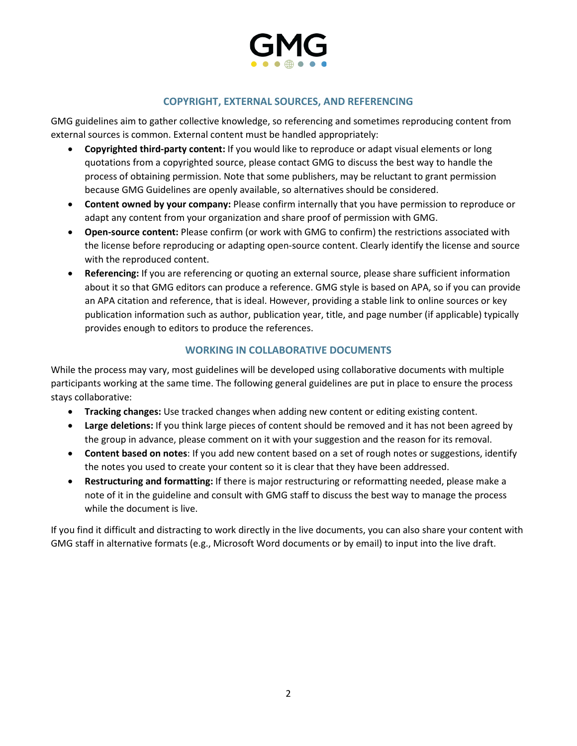## COPYRIGHT, EXTERNAL SOURCES, AND REFERENCING

GMG guidelines aim to gather collective knowledge, so referencing and sometimes reproducing content from external sources is common. External content must be handled appropriately:

- **Copyrighted third-party content:** If you would like to reproduce or adapt visual elements or long quotations from a copyrighted source, please contact GMG to discuss the best way to handle the process of obtaining permission. Note that some publishers, may be reluctant to grant permission because GMG Guidelines are openly available, so alternatives should be considered.
- **Content owned by your company:** Please confirm internally that you have permission to reproduce or adapt any content from your organization and share proof of permission with GMG.
- **Open-source content:** Please confirm (or work with GMG to confirm) the restrictions associated with the license before reproducing or adapting open-source content. Clearly identify the license and source with the reproduced content.
- **Referencing:** If you are referencing or quoting an external source, please share sufficient information about it so that GMG editors can produce a reference. GMG style is based on APA, so if you can provide an APA citation and reference, that is ideal. However, providing a stable link to online sources or key publication information such as author, publication year, title, and page number (if applicable) typically provides enough to editors to produce the references.

## WORKING IN COLLABORATIVE DOCUMENTS

While the process may vary, most guidelines will be developed using collaborative documents with multiple participants working at the same time. The following general guidelines are put in place to ensure the process stays collaborative:

- **Tracking changes:** Use tracked changes when adding new content or editing existing content.
- **Large deletions:** If you think large pieces of content should be removed and it has not been agreed by the group in advance, please comment on it with your suggestion and the reason for its removal.
- **Content based on notes**: If you add new content based on a set of rough notes or suggestions, identify the notes you used to create your content so it is clear that they have been addressed.
- **Restructuring and formatting:** If there is major restructuring or reformatting needed, please make a note of it in the guideline and consult with GMG staff to discuss the best way to manage the process while the document is live.

If you find it difficult and distracting to work directly in the live documents, you can also share your content with GMG staff in alternative formats (e.g., Microsoft Word documents or by email) to input into the live draft.